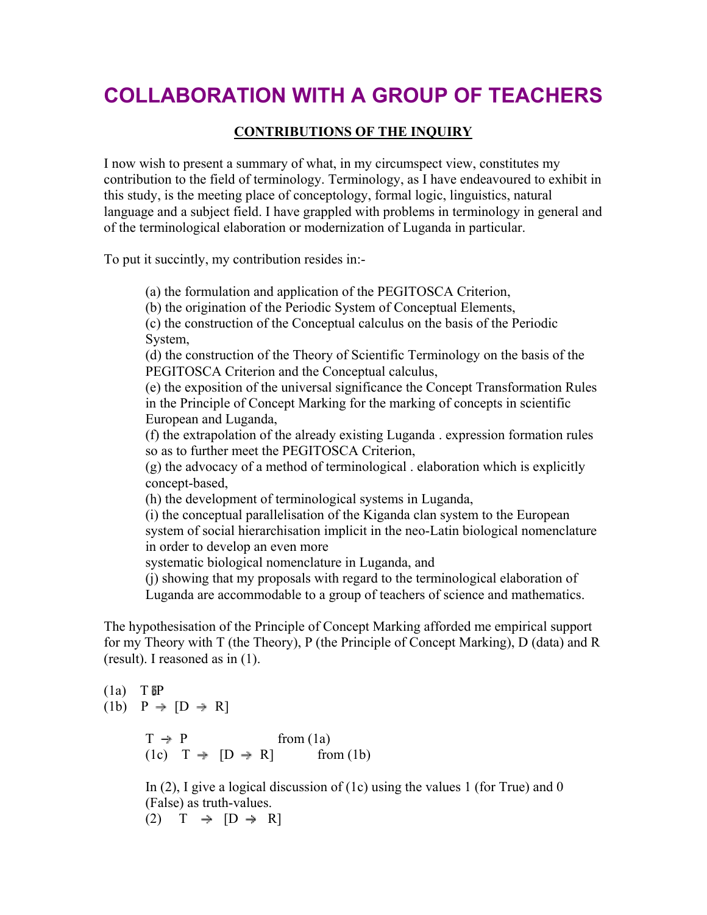# COLLABORATION WITH A GROUP OF TEACHERS

## CONTRIBUTIONS OF THE INQUIRY

I now wish to present a summary of what, in my circumspect view, constitutes my contribution to the field of terminology. Terminology, as I have endeavoured to exhibit in this study, is the meeting place of conceptology, formal logic, linguistics, natural language and a subject field. I have grappled with problems in terminology in general and of the terminological elaboration or modernization of Luganda in particular.

To put it succintly, my contribution resides in:-

(a) the formulation and application of the PEGITOSCA Criterion,
(b) the origination of the Periodic System of Conceptual Elements,
(c) the construction of the Conceptual calculus on the basis of the Periodic System,
(d) the construction of the Theory of Scientific Terminology on the basis of the PEGITOSCA Criterion and the Conceptual calculus,
(e) the exposition of the universal significance the Concept Transformation Rules in the Principle of Concept Marking for the marking of concepts in scientific European and Luganda,
(f) the extrapolation of the already existing Luganda . expression formation rules so as to further meet the PEGITOSCA Criterion,
(g) the advocacy of a method of terminological . elaboration which is explicitly concept-based,
(h) the development of terminological systems in Luganda,
(i) the conceptual parallelisation of the Kiganda clan system to the European system of social hierarchisation implicit in the neo-Latin biological nomenclature in order to develop an even more systematic biological nomenclature in Luganda, and
(j) showing that my proposals with regard to the terminological elaboration of Luganda are accommodable to a group of teachers of science and mathematics.

The hypothesisation of the Principle of Concept Marking afforded me empirical support for my Theory with T (the Theory), P (the Principle of Concept Marking), D (data) and R (result). I reasoned as in (1).

(1a) $T \Rightarrow P$
(1b) $P \rightarrow [D \rightarrow R]$

$T \rightarrow P$ from (1a)
(1c) $T \rightarrow [D \rightarrow R]$ from (1b)

In (2), I give a logical discussion of (1c) using the values 1 (for True) and 0 (False) as truth-values.

(2) $T \rightarrow [D \rightarrow R]$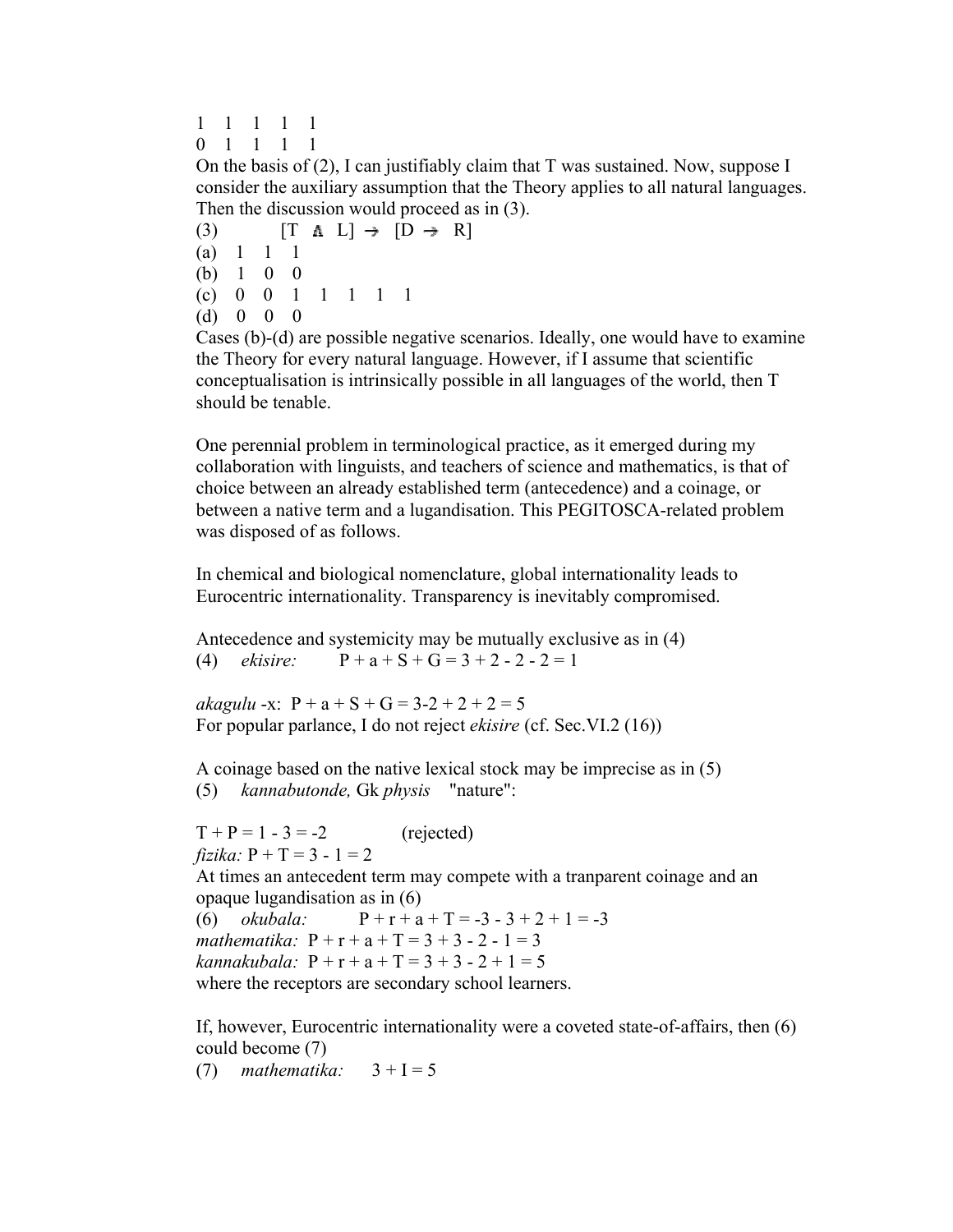1 1 1 1 1

0 1 1 1 1

On the basis of (2), I can justifiably claim that T was sustained. Now, suppose I consider the auxiliary assumption that the Theory applies to all natural languages. Then the discussion would proceed as in (3).

(3) $[T \wedge L] \rightarrow [D \rightarrow R]$

(a) 1 1 1

(b) 1 0 0

(c) 0 0 1 1 1 1 1

(d) 0 0 0

Cases (b)-(d) are possible negative scenarios. Ideally, one would have to examine the Theory for every natural language. However, if I assume that scientific conceptualisation is intrinsically possible in all languages of the world, then T should be tenable.

One perennial problem in terminological practice, as it emerged during my collaboration with linguists, and teachers of science and mathematics, is that of choice between an already established term (antecedence) and a coinage, or between a native term and a lugandisation. This PEGITOSCA-related problem was disposed of as follows.

In chemical and biological nomenclature, global internationality leads to Eurocentric internationality. Transparency is inevitably compromised.

Antecedence and systemicity may be mutually exclusive as in (4)

(4) *ekisire:* $P + a + S + G = 3 + 2 - 2 - 2 = 1$

*akagulu* -x: $P + a + S + G = 3-2 + 2 + 2 = 5$

For popular parlance, I do not reject *ekisire* (cf. Sec.VI.2 (16))

A coinage based on the native lexical stock may be imprecise as in (5)

(5) *kannabutonde,* Gk *physis* "nature":

$T + P = 1 - 3 = -2$ (rejected)

*fizika:* $P + T = 3 - 1 = 2$

At times an antecedent term may compete with a tranparent coinage and an opaque lugandisation as in (6)

(6) *okubala:* $P + r + a + T = -3 - 3 + 2 + 1 = -3$

*mathematika:* $P + r + a + T = 3 + 3 - 2 - 1 = 3$

*kannakubala:* $P + r + a + T = 3 + 3 - 2 + 1 = 5$

where the receptors are secondary school learners.

If, however, Eurocentric internationality were a coveted state-of-affairs, then (6) could become (7)

(7) *mathematika:* $3 + I = 5$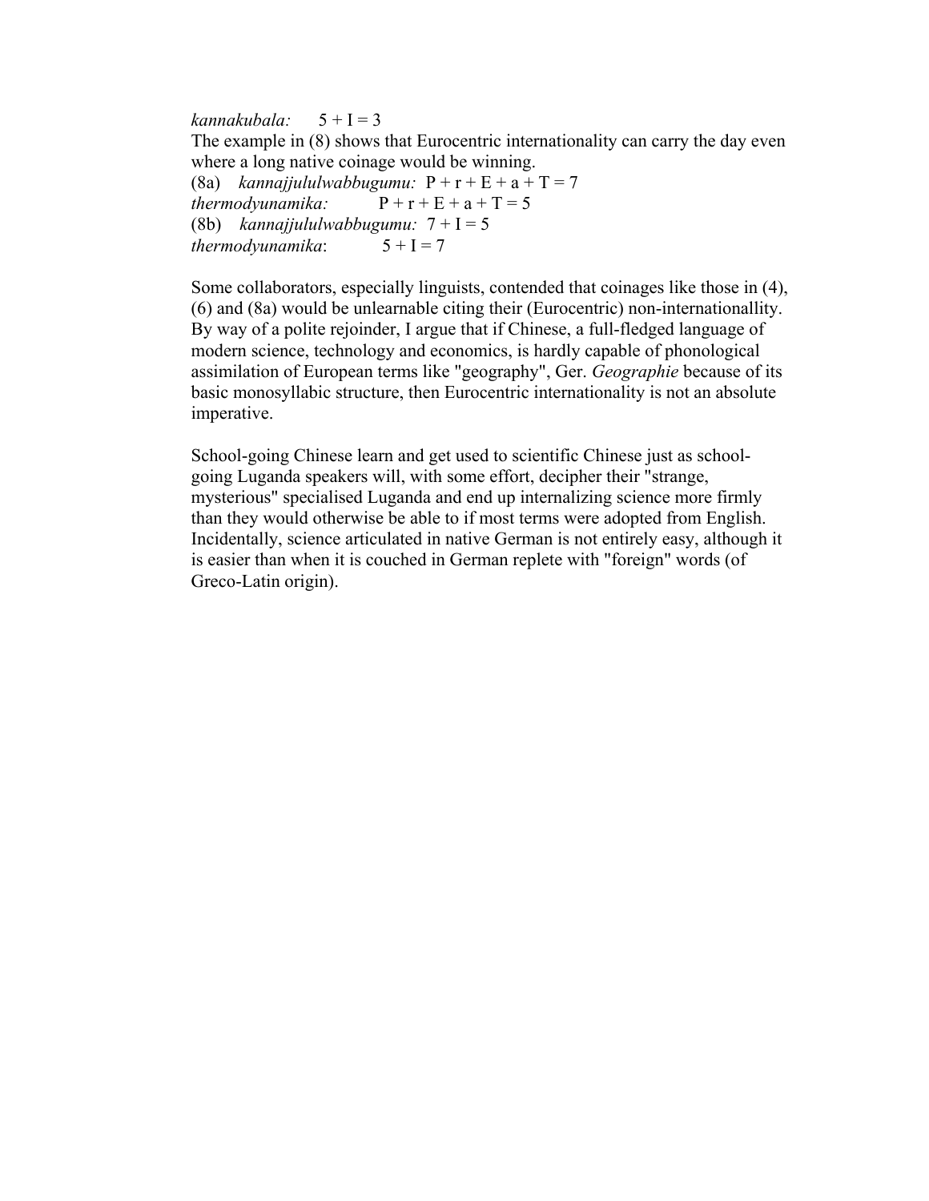*kannakubala:* 5 + I = 3

The example in (8) shows that Eurocentric internationality can carry the day even where a long native coinage would be winning.

(8a) *kannajjululwabbugumu:* P + r + E + a + T = 7
*thermodyunamika:* P + r + E + a + T = 5

(8b) *kannajjululwabbugumu:* 7 + I = 5
*thermodyunamika*: 5 + I = 7

Some collaborators, especially linguists, contended that coinages like those in (4), (6) and (8a) would be unlearnable citing their (Eurocentric) non-internationallity. By way of a polite rejoinder, I argue that if Chinese, a full-fledged language of modern science, technology and economics, is hardly capable of phonological assimilation of European terms like "geography", Ger. *Geographie* because of its basic monosyllabic structure, then Eurocentric internationality is not an absolute imperative.

School-going Chinese learn and get used to scientific Chinese just as school-going Luganda speakers will, with some effort, decipher their "strange, mysterious" specialised Luganda and end up internalizing science more firmly than they would otherwise be able to if most terms were adopted from English. Incidentally, science articulated in native German is not entirely easy, although it is easier than when it is couched in German replete with "foreign" words (of Greco-Latin origin).